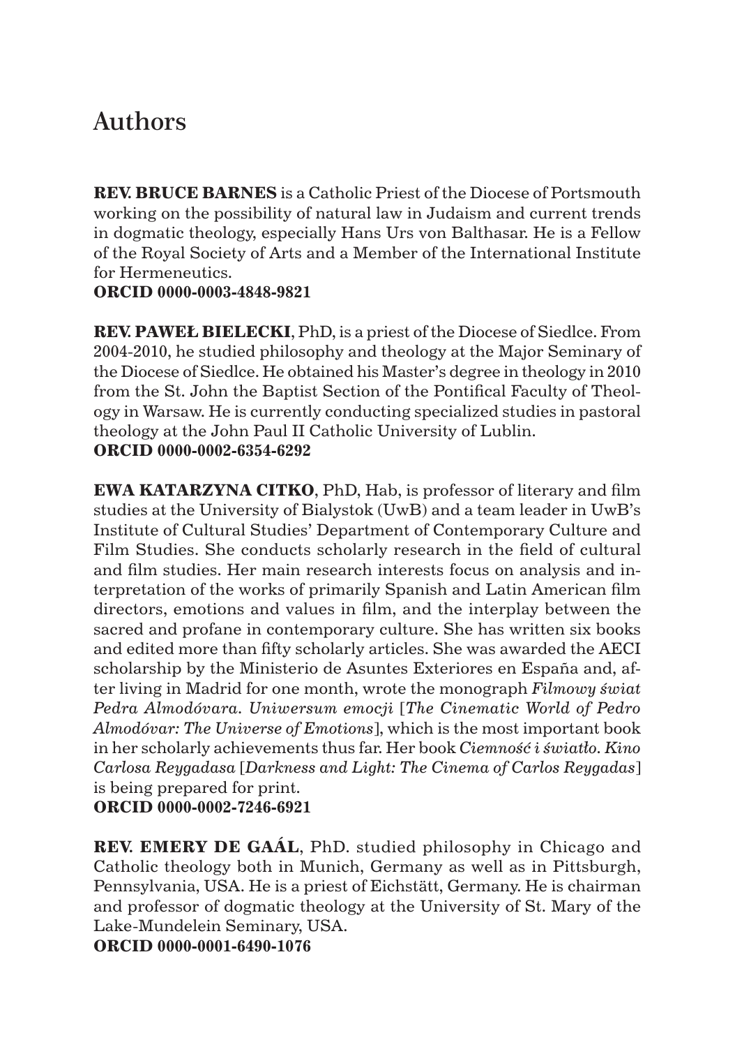# Authors

**REV. BRUCE BARNES** is a Catholic Priest of the Diocese of Portsmouth working on the possibility of natural law in Judaism and current trends in dogmatic theology, especially Hans Urs von Balthasar. He is a Fellow of the Royal Society of Arts and a Member of the International Institute for Hermeneutics.
**ORCID 0000-0003-4848-9821**

**REV. PAWEŁ BIELECKI**, PhD, is a priest of the Diocese of Siedlce. From 2004-2010, he studied philosophy and theology at the Major Seminary of the Diocese of Siedlce. He obtained his Master's degree in theology in 2010 from the St. John the Baptist Section of the Pontifical Faculty of Theology in Warsaw. He is currently conducting specialized studies in pastoral theology at the John Paul II Catholic University of Lublin.
**ORCID 0000-0002-6354-6292**

**EWA KATARZYNA CITKO**, PhD, Hab, is professor of literary and film studies at the University of Bialystok (UwB) and a team leader in UwB's Institute of Cultural Studies' Department of Contemporary Culture and Film Studies. She conducts scholarly research in the field of cultural and film studies. Her main research interests focus on analysis and interpretation of the works of primarily Spanish and Latin American film directors, emotions and values in film, and the interplay between the sacred and profane in contemporary culture. She has written six books and edited more than fifty scholarly articles. She was awarded the AECI scholarship by the Ministerio de Asuntes Exteriores en España and, after living in Madrid for one month, wrote the monograph *Filmowy świat Pedra Almodóvara. Uniwersum emocji* [*The Cinematic World of Pedro Almodóvar: The Universe of Emotions*], which is the most important book in her scholarly achievements thus far. Her book *Ciemność i światło. Kino Carlosa Reygadasa* [*Darkness and Light: The Cinema of Carlos Reygadas*] is being prepared for print.
**ORCID 0000-0002-7246-6921**

**REV. EMERY DE GAÁL**, PhD. studied philosophy in Chicago and Catholic theology both in Munich, Germany as well as in Pittsburgh, Pennsylvania, USA. He is a priest of Eichstätt, Germany. He is chairman and professor of dogmatic theology at the University of St. Mary of the Lake-Mundelein Seminary, USA.
**ORCID 0000-0001-6490-1076**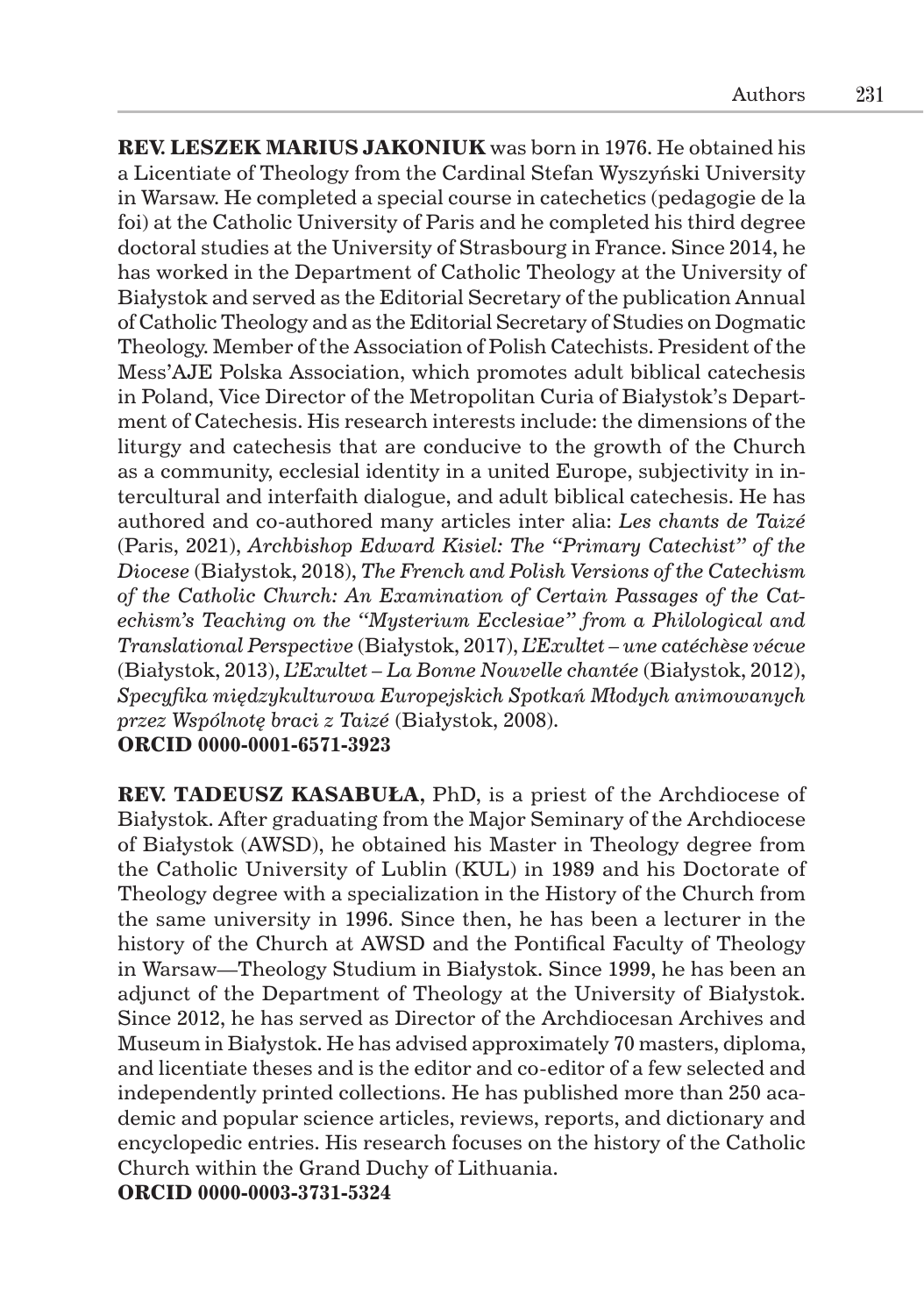**REV. LESZEK MARIUS JAKONIUK** was born in 1976. He obtained his a Licentiate of Theology from the Cardinal Stefan Wyszyński University in Warsaw. He completed a special course in catechetics (pedagogie de la foi) at the Catholic University of Paris and he completed his third degree doctoral studies at the University of Strasbourg in France. Since 2014, he has worked in the Department of Catholic Theology at the University of Białystok and served as the Editorial Secretary of the publication Annual of Catholic Theology and as the Editorial Secretary of Studies on Dogmatic Theology. Member of the Association of Polish Catechists. President of the Mess'AJE Polska Association, which promotes adult biblical catechesis in Poland, Vice Director of the Metropolitan Curia of Białystok's Department of Catechesis. His research interests include: the dimensions of the liturgy and catechesis that are conducive to the growth of the Church as a community, ecclesial identity in a united Europe, subjectivity in intercultural and interfaith dialogue, and adult biblical catechesis. He has authored and co-authored many articles inter alia: *Les chants de Taizé* (Paris, 2021), *Archbishop Edward Kisiel: The "Primary Catechist" of the Diocese* (Białystok, 2018), *The French and Polish Versions of the Catechism of the Catholic Church: An Examination of Certain Passages of the Catechism's Teaching on the "Mysterium Ecclesiae" from a Philological and Translational Perspective* (Białystok, 2017), *L'Exultet – une catéchèse vécue* (Białystok, 2013), *L'Exultet – La Bonne Nouvelle chantée* (Białystok, 2012), *Specyfika międzykulturowa Europejskich Spotkań Młodych animowanych przez Wspólnotę braci z Taizé* (Białystok, 2008).
**ORCID 0000-0001-6571-3923**

**REV. TADEUSZ KASABUŁA**, PhD, is a priest of the Archdiocese of Białystok. After graduating from the Major Seminary of the Archdiocese of Białystok (AWSD), he obtained his Master in Theology degree from the Catholic University of Lublin (KUL) in 1989 and his Doctorate of Theology degree with a specialization in the History of the Church from the same university in 1996. Since then, he has been a lecturer in the history of the Church at AWSD and the Pontifical Faculty of Theology in Warsaw—Theology Studium in Białystok. Since 1999, he has been an adjunct of the Department of Theology at the University of Białystok. Since 2012, he has served as Director of the Archdiocesan Archives and Museum in Białystok. He has advised approximately 70 masters, diploma, and licentiate theses and is the editor and co-editor of a few selected and independently printed collections. He has published more than 250 academic and popular science articles, reviews, reports, and dictionary and encyclopedic entries. His research focuses on the history of the Catholic Church within the Grand Duchy of Lithuania.
**ORCID 0000-0003-3731-5324**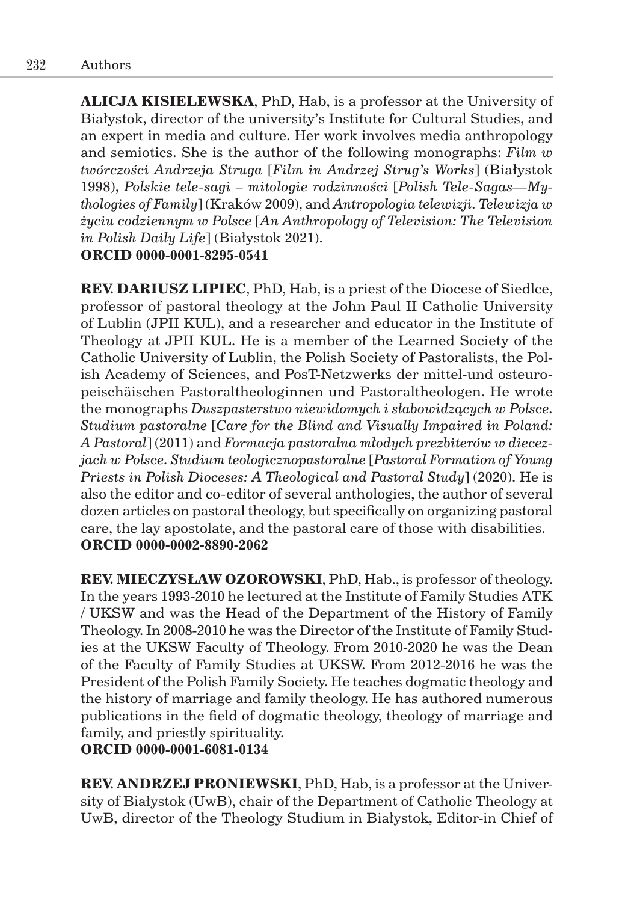**ALICJA KISIELEWSKA**, PhD, Hab, is a professor at the University of Białystok, director of the university's Institute for Cultural Studies, and an expert in media and culture. Her work involves media anthropology and semiotics. She is the author of the following monographs: *Film w twórczości Andrzeja Struga* [*Film in Andrzej Strug's Works*] (Białystok 1998), *Polskie tele-sagi – mitologie rodzinności* [*Polish Tele-Sagas—Mythologies of Family*] (Kraków 2009), and *Antropologia telewizji. Telewizja w życiu codziennym w Polsce* [*An Anthropology of Television: The Television in Polish Daily Life*] (Białystok 2021).
**ORCID 0000-0001-8295-0541**

**REV. DARIUSZ LIPIEC**, PhD, Hab, is a priest of the Diocese of Siedlce, professor of pastoral theology at the John Paul II Catholic University of Lublin (JPII KUL), and a researcher and educator in the Institute of Theology at JPII KUL. He is a member of the Learned Society of the Catholic University of Lublin, the Polish Society of Pastoralists, the Polish Academy of Sciences, and PosT-Netzwerks der mittel-und osteuropeischäischen Pastoraltheologinnen und Pastoraltheologen. He wrote the monographs *Duszpasterstwo niewidomych i słabowidzących w Polsce. Studium pastoralne* [*Care for the Blind and Visually Impaired in Poland: A Pastoral*] (2011) and *Formacja pastoralna młodych prezbiterów w diecezjach w Polsce. Studium teologicznopastoralne* [*Pastoral Formation of Young Priests in Polish Dioceses: A Theological and Pastoral Study*] (2020). He is also the editor and co-editor of several anthologies, the author of several dozen articles on pastoral theology, but specifically on organizing pastoral care, the lay apostolate, and the pastoral care of those with disabilities.
**ORCID 0000-0002-8890-2062**

**REV. MIECZYSŁAW OZOROWSKI**, PhD, Hab., is professor of theology. In the years 1993-2010 he lectured at the Institute of Family Studies ATK / UKSW and was the Head of the Department of the History of Family Theology. In 2008-2010 he was the Director of the Institute of Family Studies at the UKSW Faculty of Theology. From 2010-2020 he was the Dean of the Faculty of Family Studies at UKSW. From 2012-2016 he was the President of the Polish Family Society. He teaches dogmatic theology and the history of marriage and family theology. He has authored numerous publications in the field of dogmatic theology, theology of marriage and family, and priestly spirituality.
**ORCID 0000-0001-6081-0134**

**REV. ANDRZEJ PRONIEWSKI**, PhD, Hab, is a professor at the University of Białystok (UwB), chair of the Department of Catholic Theology at UwB, director of the Theology Studium in Białystok, Editor-in Chief of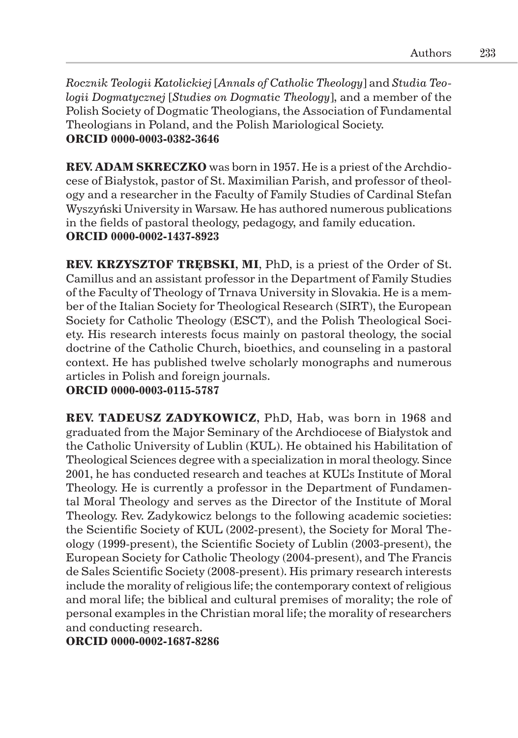*Rocznik Teologii Katolickiej* [*Annals of Catholic Theology*] and *Studia Teologii Dogmatycznej* [*Studies on Dogmatic Theology*], and a member of the Polish Society of Dogmatic Theologians, the Association of Fundamental Theologians in Poland, and the Polish Mariological Society.
**ORCID 0000-0003-0382-3646**

**REV. ADAM SKRECZKO** was born in 1957. He is a priest of the Archdiocese of Białystok, pastor of St. Maximilian Parish, and professor of theology and a researcher in the Faculty of Family Studies of Cardinal Stefan Wyszyński University in Warsaw. He has authored numerous publications in the fields of pastoral theology, pedagogy, and family education.
**ORCID 0000-0002-1437-8923**

**REV. KRZYSZTOF TRĘBSKI, MI**, PhD, is a priest of the Order of St. Camillus and an assistant professor in the Department of Family Studies of the Faculty of Theology of Trnava University in Slovakia. He is a member of the Italian Society for Theological Research (SIRT), the European Society for Catholic Theology (ESCT), and the Polish Theological Society. His research interests focus mainly on pastoral theology, the social doctrine of the Catholic Church, bioethics, and counseling in a pastoral context. He has published twelve scholarly monographs and numerous articles in Polish and foreign journals.
**ORCID 0000-0003-0115-5787**

**REV. TADEUSZ ZADYKOWICZ**, PhD, Hab, was born in 1968 and graduated from the Major Seminary of the Archdiocese of Białystok and the Catholic University of Lublin (KUL). He obtained his Habilitation of Theological Sciences degree with a specialization in moral theology. Since 2001, he has conducted research and teaches at KUL's Institute of Moral Theology. He is currently a professor in the Department of Fundamental Moral Theology and serves as the Director of the Institute of Moral Theology. Rev. Zadykowicz belongs to the following academic societies: the Scientific Society of KUL (2002-present), the Society for Moral Theology (1999-present), the Scientific Society of Lublin (2003-present), the European Society for Catholic Theology (2004-present), and The Francis de Sales Scientific Society (2008-present). His primary research interests include the morality of religious life; the contemporary context of religious and moral life; the biblical and cultural premises of morality; the role of personal examples in the Christian moral life; the morality of researchers and conducting research.
**ORCID 0000-0002-1687-8286**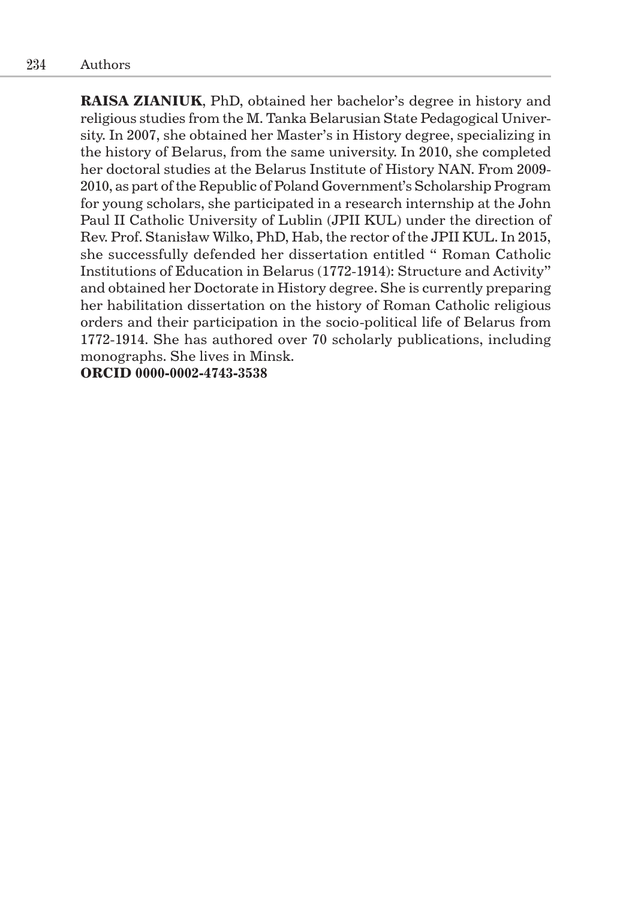**RAISA ZIANIUK**, PhD, obtained her bachelor's degree in history and religious studies from the M. Tanka Belarusian State Pedagogical University. In 2007, she obtained her Master's in History degree, specializing in the history of Belarus, from the same university. In 2010, she completed her doctoral studies at the Belarus Institute of History NAN. From 2009-2010, as part of the Republic of Poland Government's Scholarship Program for young scholars, she participated in a research internship at the John Paul II Catholic University of Lublin (JPII KUL) under the direction of Rev. Prof. Stanisław Wilko, PhD, Hab, the rector of the JPII KUL. In 2015, she successfully defended her dissertation entitled " Roman Catholic Institutions of Education in Belarus (1772-1914): Structure and Activity" and obtained her Doctorate in History degree. She is currently preparing her habilitation dissertation on the history of Roman Catholic religious orders and their participation in the socio-political life of Belarus from 1772-1914. She has authored over 70 scholarly publications, including monographs. She lives in Minsk.
**ORCID 0000-0002-4743-3538**